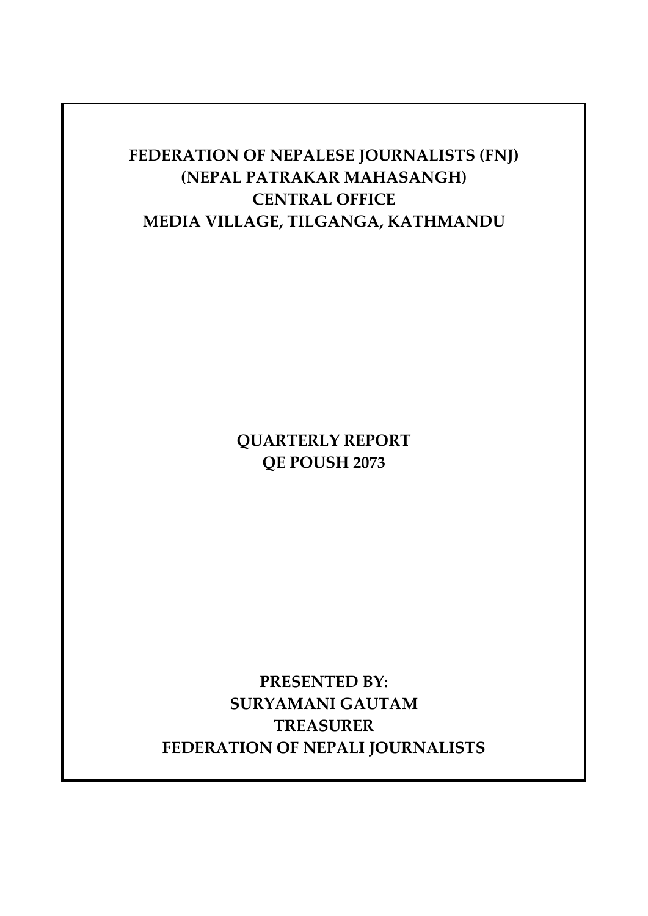# FEDERATION OF NEPALESE JOURNALISTS (FNJ)
# (NEPAL PATRAKAR MAHASANGH)
# CENTRAL OFFICE
# MEDIA VILLAGE, TILGANGA, KATHMANDU

## QUARTERLY REPORT
## QE POUSH 2073

**PRESENTED BY:**
**SURYAMANI GAUTAM**
**TREASURER**
**FEDERATION OF NEPALI JOURNALISTS**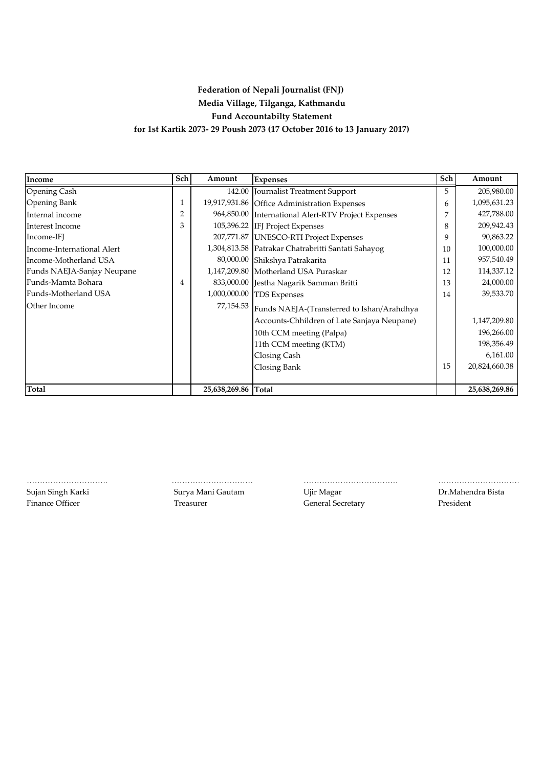**Federation of Nepali Journalist (FNJ)**
**Media Village, Tilganga, Kathmandu**
**Fund Accountabilty Statement**
**for 1st Kartik 2073- 29 Poush 2073 (17 October 2016 to 13 January 2017)**

| Income | Sch | Amount | Expenses | Sch | Amount |
|---|---|---|---|---|---|
| Opening Cash | | 142.00 | Journalist Treatment Support | 5 | 205,980.00 |
| Opening Bank | 1 | 19,917,931.86 | Office Administration Expenses | 6 | 1,095,631.23 |
| Internal income | 2 | 964,850.00 | International Alert-RTV Project Expenses | 7 | 427,788.00 |
| Interest Income | 3 | 105,396.22 | IFJ Project Expenses | 8 | 209,942.43 |
| Income-IFJ | | 207,771.87 | UNESCO-RTI Project Expenses | 9 | 90,863.22 |
| Income-International Alert | | 1,304,813.58 | Patrakar Chatrabritti Santati Sahayog | 10 | 100,000.00 |
| Income-Motherland USA | | 80,000.00 | Shikshya Patrakarita | 11 | 957,540.49 |
| Funds NAEJA-Sanjay Neupane | | 1,147,209.80 | Motherland USA Puraskar | 12 | 114,337.12 |
| Funds-Mamta Bohara | 4 | 833,000.00 | Jestha Nagarik Samman Britti | 13 | 24,000.00 |
| Funds-Motherland USA | | 1,000,000.00 | TDS Expenses | 14 | 39,533.70 |
| Other Income | | 77,154.53 | Funds NAEJA-(Transferred to Ishan/Arahdhya Accounts-Chhildren of Late Sanjaya Neupane) | | 1,147,209.80 |
| | | | 10th CCM meeting (Palpa) | | 196,266.00 |
| | | | 11th CCM meeting (KTM) | | 198,356.49 |
| | | | Closing Cash | | 6,161.00 |
| | | | Closing Bank | 15 | 20,824,660.38 |
| **Total** | | **25,638,269.86** | **Total** | | **25,638,269.86** |

| …………………………. | ………………………… | ……………………………… | ………………………… |
|---|---|---|---|
| Sujan Singh Karki | Surya Mani Gautam | Ujir Magar | Dr.Mahendra Bista |
| Finance Officer | Treasurer | General Secretary | President |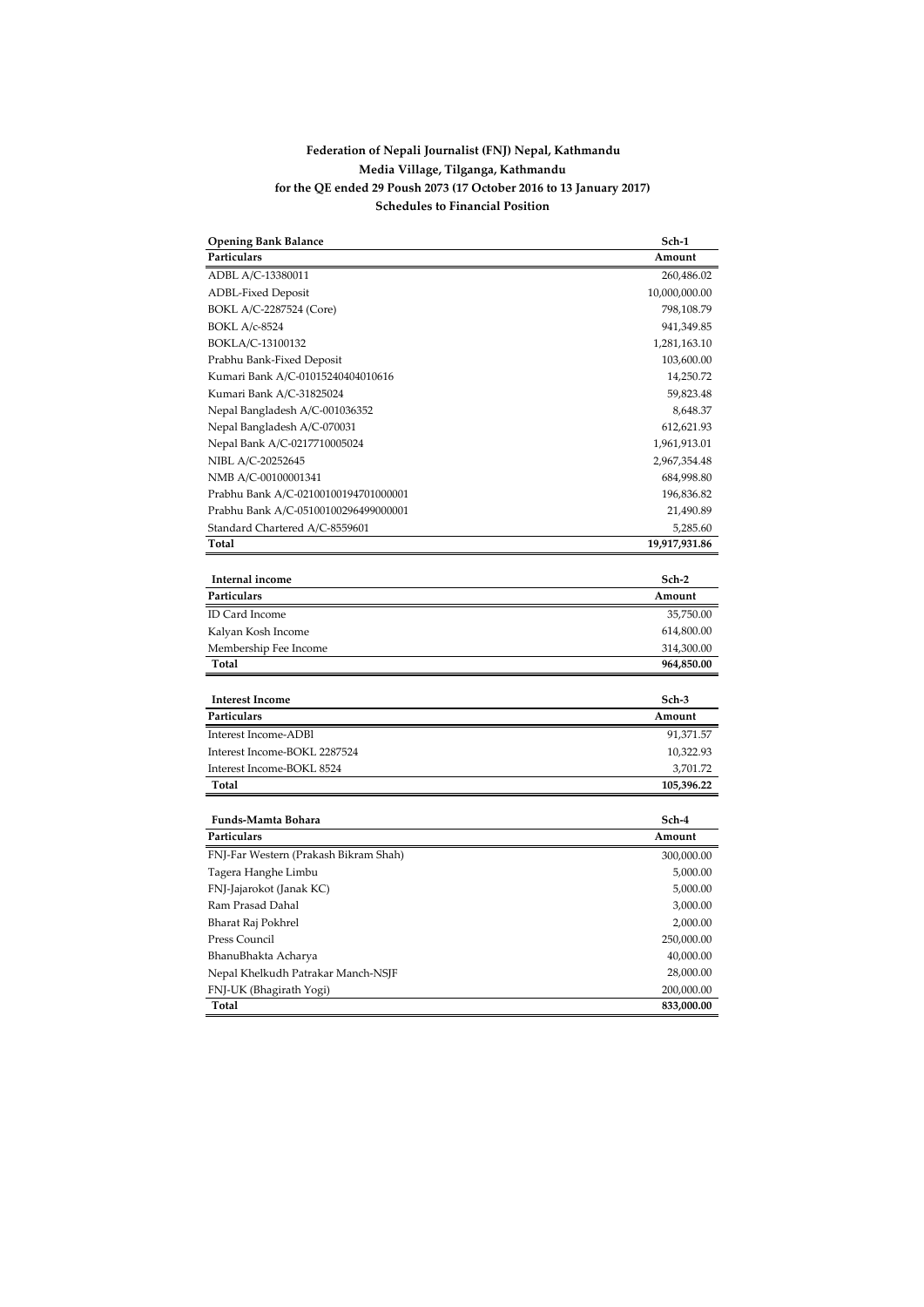# Federation of Nepali Journalist (FNJ) Nepal, Kathmandu

## Media Village, Tilganga, Kathmandu

## for the QE ended 29 Poush 2073 (17 October 2016 to 13 January 2017)

## Schedules to Financial Position

| **Opening Bank Balance** | **Sch-1** |
|---|---|
| **Particulars** | **Amount** |
| ADBL A/C-13380011 | 260,486.02 |
| ADBL-Fixed Deposit | 10,000,000.00 |
| BOKL A/C-2287524 (Core) | 798,108.79 |
| BOKL A/c-8524 | 941,349.85 |
| BOKLA/C-13100132 | 1,281,163.10 |
| Prabhu Bank-Fixed Deposit | 103,600.00 |
| Kumari Bank A/C-01015240404010616 | 14,250.72 |
| Kumari Bank A/C-31825024 | 59,823.48 |
| Nepal Bangladesh A/C-001036352 | 8,648.37 |
| Nepal Bangladesh A/C-070031 | 612,621.93 |
| Nepal Bank A/C-0217710005024 | 1,961,913.01 |
| NIBL A/C-20252645 | 2,967,354.48 |
| NMB A/C-00100001341 | 684,998.80 |
| Prabhu Bank A/C-02100100194701000001 | 196,836.82 |
| Prabhu Bank A/C-05100100296499000001 | 21,490.89 |
| Standard Chartered A/C-8559601 | 5,285.60 |
| **Total** | **19,917,931.86** |

| **Internal income** | **Sch-2** |
|---|---|
| **Particulars** | **Amount** |
| ID Card Income | 35,750.00 |
| Kalyan Kosh Income | 614,800.00 |
| Membership Fee Income | 314,300.00 |
| **Total** | **964,850.00** |

| **Interest Income** | **Sch-3** |
|---|---|
| **Particulars** | **Amount** |
| Interest Income-ADBl | 91,371.57 |
| Interest Income-BOKL 2287524 | 10,322.93 |
| Interest Income-BOKL 8524 | 3,701.72 |
| **Total** | **105,396.22** |

| **Funds-Mamta Bohara** | **Sch-4** |
|---|---|
| **Particulars** | **Amount** |
| FNJ-Far Western (Prakash Bikram Shah) | 300,000.00 |
| Tagera Hanghe Limbu | 5,000.00 |
| FNJ-Jajarokot (Janak KC) | 5,000.00 |
| Ram Prasad Dahal | 3,000.00 |
| Bharat Raj Pokhrel | 2,000.00 |
| Press Council | 250,000.00 |
| BhanuBhakta Acharya | 40,000.00 |
| Nepal Khelkudh Patrakar Manch-NSJF | 28,000.00 |
| FNJ-UK (Bhagirath Yogi) | 200,000.00 |
| **Total** | **833,000.00** |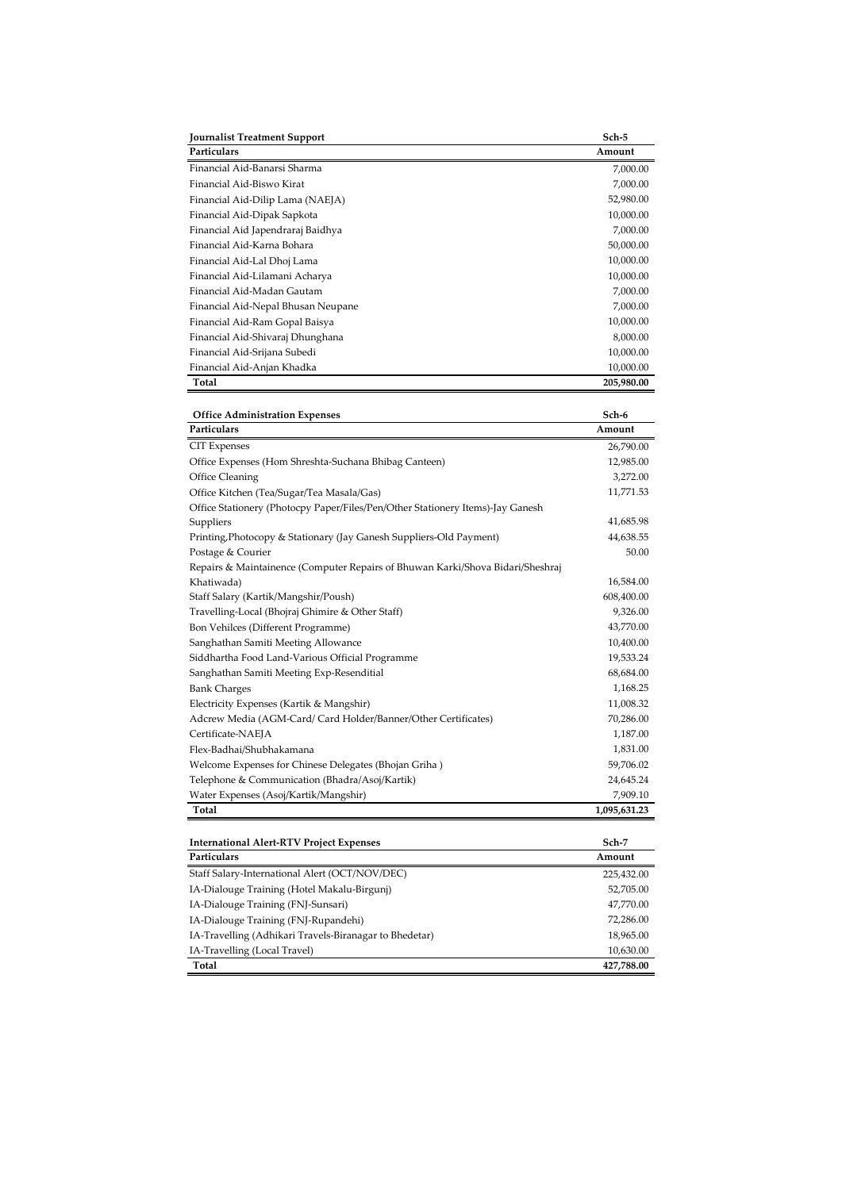| Journalist Treatment Support | Sch-5 |
|---|---|
| **Particulars** | **Amount** |
| Financial Aid-Banarsi Sharma | 7,000.00 |
| Financial Aid-Biswo Kirat | 7,000.00 |
| Financial Aid-Dilip Lama (NAEJA) | 52,980.00 |
| Financial Aid-Dipak Sapkota | 10,000.00 |
| Financial Aid Japendraraj Baidhya | 7,000.00 |
| Financial Aid-Karna Bohara | 50,000.00 |
| Financial Aid-Lal Dhoj Lama | 10,000.00 |
| Financial Aid-Lilamani Acharya | 10,000.00 |
| Financial Aid-Madan Gautam | 7,000.00 |
| Financial Aid-Nepal Bhusan Neupane | 7,000.00 |
| Financial Aid-Ram Gopal Baisya | 10,000.00 |
| Financial Aid-Shivaraj Dhunghana | 8,000.00 |
| Financial Aid-Srijana Subedi | 10,000.00 |
| Financial Aid-Anjan Khadka | 10,000.00 |
| **Total** | **205,980.00** |

| Office Administration Expenses | Sch-6 |
|---|---|
| **Particulars** | **Amount** |
| CIT Expenses | 26,790.00 |
| Office Expenses (Hom Shreshta-Suchana Bhibag Canteen) | 12,985.00 |
| Office Cleaning | 3,272.00 |
| Office Kitchen (Tea/Sugar/Tea Masala/Gas) | 11,771.53 |
| Office Stationery (Photocpy Paper/Files/Pen/Other Stationery Items)-Jay Ganesh Suppliers | 41,685.98 |
| Printing,Photocopy & Stationary (Jay Ganesh Suppliers-Old Payment) | 44,638.55 |
| Postage & Courier | 50.00 |
| Repairs & Maintainence (Computer Repairs of Bhuwan Karki/Shova Bidari/Sheshraj Khatiwada) | 16,584.00 |
| Staff Salary (Kartik/Mangshir/Poush) | 608,400.00 |
| Travelling-Local (Bhojraj Ghimire & Other Staff) | 9,326.00 |
| Bon Vehilces (Different Programme) | 43,770.00 |
| Sanghathan Samiti Meeting Allowance | 10,400.00 |
| Siddhartha Food Land-Various Official Programme | 19,533.24 |
| Sanghathan Samiti Meeting Exp-Resenditial | 68,684.00 |
| Bank Charges | 1,168.25 |
| Electricity Expenses (Kartik & Mangshir) | 11,008.32 |
| Adcrew Media (AGM-Card/ Card Holder/Banner/Other Certificates) | 70,286.00 |
| Certificate-NAEJA | 1,187.00 |
| Flex-Badhai/Shubhakamana | 1,831.00 |
| Welcome Expenses for Chinese Delegates (Bhojan Griha ) | 59,706.02 |
| Telephone & Communication (Bhadra/Asoj/Kartik) | 24,645.24 |
| Water Expenses (Asoj/Kartik/Mangshir) | 7,909.10 |
| **Total** | **1,095,631.23** |

| International Alert-RTV Project Expenses | Sch-7 |
|---|---|
| **Particulars** | **Amount** |
| Staff Salary-International Alert (OCT/NOV/DEC) | 225,432.00 |
| IA-Dialouge Training (Hotel Makalu-Birgunj) | 52,705.00 |
| IA-Dialouge Training (FNJ-Sunsari) | 47,770.00 |
| IA-Dialouge Training (FNJ-Rupandehi) | 72,286.00 |
| IA-Travelling (Adhikari Travels-Biranagar to Bhedetar) | 18,965.00 |
| IA-Travelling (Local Travel) | 10,630.00 |
| **Total** | **427,788.00** |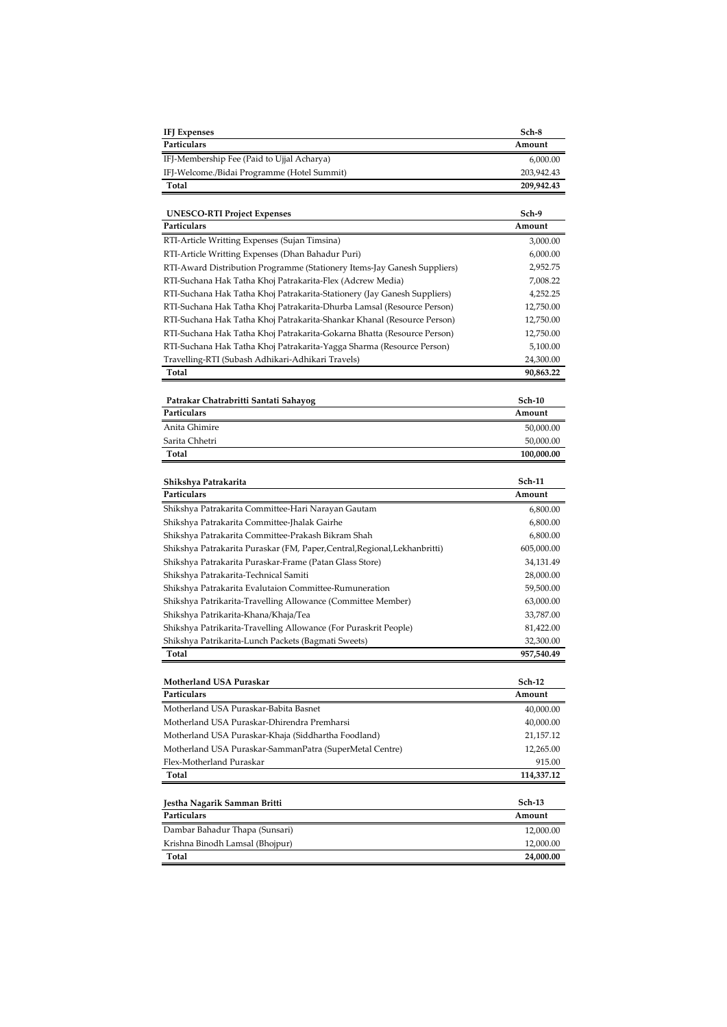| IFJ Expenses | Sch-8 |
|---|---|
| **Particulars** | **Amount** |
| IFJ-Membership Fee (Paid to Ujjal Acharya) | 6,000.00 |
| IFJ-Welcome./Bidai Programme (Hotel Summit) | 203,942.43 |
| **Total** | **209,942.43** |

| UNESCO-RTI Project Expenses | Sch-9 |
|---|---|
| **Particulars** | **Amount** |
| RTI-Article Writting Expenses (Sujan Timsina) | 3,000.00 |
| RTI-Article Writting Expenses (Dhan Bahadur Puri) | 6,000.00 |
| RTI-Award Distribution Programme (Stationery Items-Jay Ganesh Suppliers) | 2,952.75 |
| RTI-Suchana Hak Tatha Khoj Patrakarita-Flex (Adcrew Media) | 7,008.22 |
| RTI-Suchana Hak Tatha Khoj Patrakarita-Stationery (Jay Ganesh Suppliers) | 4,252.25 |
| RTI-Suchana Hak Tatha Khoj Patrakarita-Dhurba Lamsal (Resource Person) | 12,750.00 |
| RTI-Suchana Hak Tatha Khoj Patrakarita-Shankar Khanal (Resource Person) | 12,750.00 |
| RTI-Suchana Hak Tatha Khoj Patrakarita-Gokarna Bhatta (Resource Person) | 12,750.00 |
| RTI-Suchana Hak Tatha Khoj Patrakarita-Yagga Sharma (Resource Person) | 5,100.00 |
| Travelling-RTI (Subash Adhikari-Adhikari Travels) | 24,300.00 |
| **Total** | **90,863.22** |

| Patrakar Chatrabritti Santati Sahayog | Sch-10 |
|---|---|
| **Particulars** | **Amount** |
| Anita Ghimire | 50,000.00 |
| Sarita Chhetri | 50,000.00 |
| **Total** | **100,000.00** |

| Shikshya Patrakarita | Sch-11 |
|---|---|
| **Particulars** | **Amount** |
| Shikshya Patrakarita Committee-Hari Narayan Gautam | 6,800.00 |
| Shikshya Patrakarita Committee-Jhalak Gairhe | 6,800.00 |
| Shikshya Patrakarita Committee-Prakash Bikram Shah | 6,800.00 |
| Shikshya Patrakarita Puraskar (FM, Paper,Central,Regional,Lekhanbritti) | 605,000.00 |
| Shikshya Patrakarita Puraskar-Frame (Patan Glass Store) | 34,131.49 |
| Shikshya Patrakarita-Technical Samiti | 28,000.00 |
| Shikshya Patrakarita Evalutaion Committee-Rumuneration | 59,500.00 |
| Shikshya Patrikarita-Travelling Allowance (Committee Member) | 63,000.00 |
| Shikshya Patrikarita-Khana/Khaja/Tea | 33,787.00 |
| Shikshya Patrikarita-Travelling Allowance (For Puraskrit People) | 81,422.00 |
| Shikshya Patrikarita-Lunch Packets (Bagmati Sweets) | 32,300.00 |
| **Total** | **957,540.49** |

| Motherland USA Puraskar | Sch-12 |
|---|---|
| **Particulars** | **Amount** |
| Motherland USA Puraskar-Babita Basnet | 40,000.00 |
| Motherland USA Puraskar-Dhirendra Premharsi | 40,000.00 |
| Motherland USA Puraskar-Khaja (Siddhartha Foodland) | 21,157.12 |
| Motherland USA Puraskar-SammanPatra (SuperMetal Centre) | 12,265.00 |
| Flex-Motherland Puraskar | 915.00 |
| **Total** | **114,337.12** |

| Jestha Nagarik Samman Britti | Sch-13 |
|---|---|
| **Particulars** | **Amount** |
| Dambar Bahadur Thapa (Sunsari) | 12,000.00 |
| Krishna Binodh Lamsal (Bhojpur) | 12,000.00 |
| **Total** | **24,000.00** |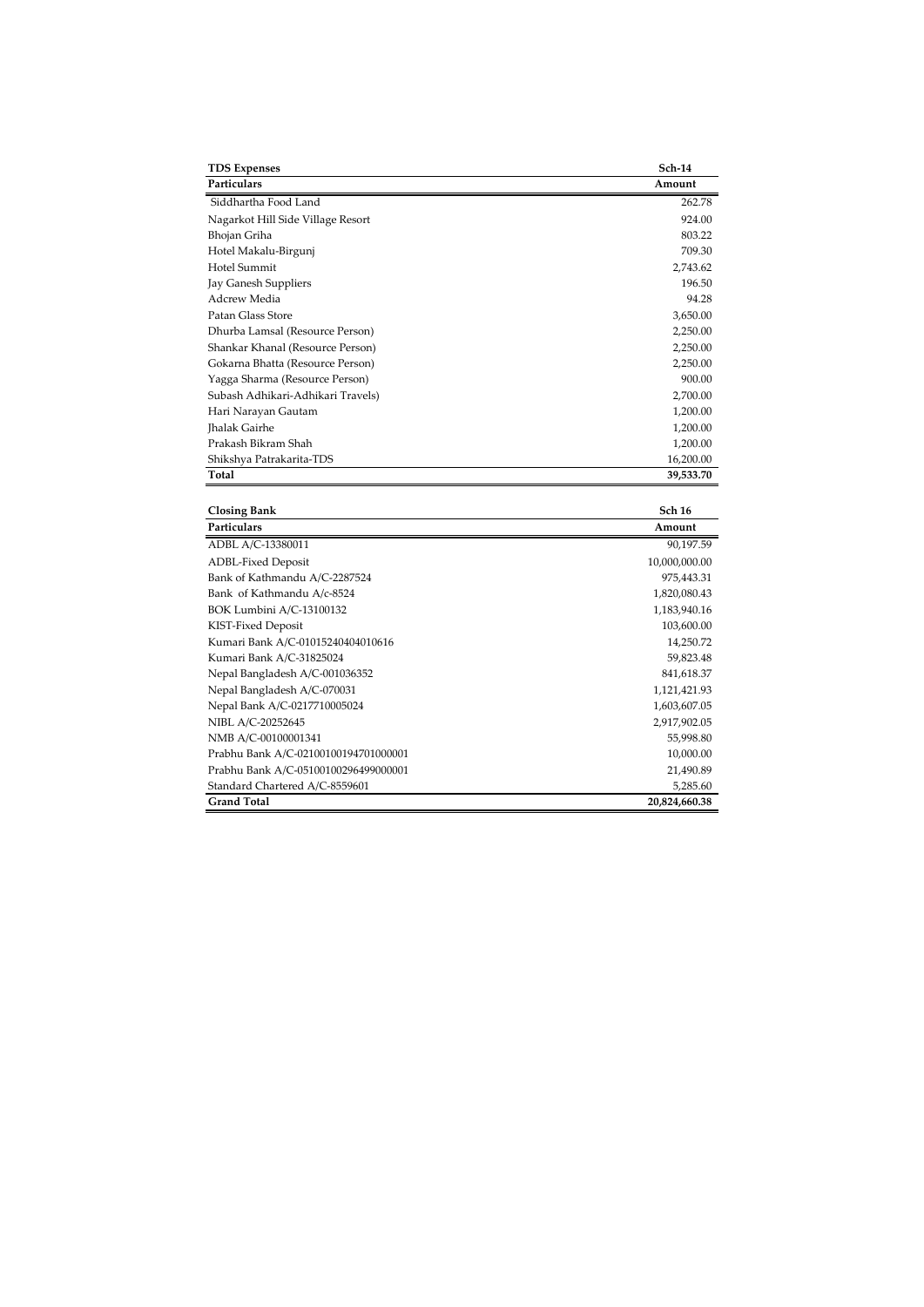| TDS Expenses | Sch-14 |
|---|---|
| **Particulars** | **Amount** |
| Siddhartha Food Land | 262.78 |
| Nagarkot Hill Side Village Resort | 924.00 |
| Bhojan Griha | 803.22 |
| Hotel Makalu-Birgunj | 709.30 |
| Hotel Summit | 2,743.62 |
| Jay Ganesh Suppliers | 196.50 |
| Adcrew Media | 94.28 |
| Patan Glass Store | 3,650.00 |
| Dhurba Lamsal (Resource Person) | 2,250.00 |
| Shankar Khanal (Resource Person) | 2,250.00 |
| Gokarna Bhatta (Resource Person) | 2,250.00 |
| Yagga Sharma (Resource Person) | 900.00 |
| Subash Adhikari-Adhikari Travels) | 2,700.00 |
| Hari Narayan Gautam | 1,200.00 |
| Jhalak Gairhe | 1,200.00 |
| Prakash Bikram Shah | 1,200.00 |
| Shikshya Patrakarita-TDS | 16,200.00 |
| **Total** | **39,533.70** |

| Closing Bank | Sch 16 |
|---|---|
| **Particulars** | **Amount** |
| ADBL A/C-13380011 | 90,197.59 |
| ADBL-Fixed Deposit | 10,000,000.00 |
| Bank of Kathmandu A/C-2287524 | 975,443.31 |
| Bank of Kathmandu A/c-8524 | 1,820,080.43 |
| BOK Lumbini A/C-13100132 | 1,183,940.16 |
| KIST-Fixed Deposit | 103,600.00 |
| Kumari Bank A/C-01015240404010616 | 14,250.72 |
| Kumari Bank A/C-31825024 | 59,823.48 |
| Nepal Bangladesh A/C-001036352 | 841,618.37 |
| Nepal Bangladesh A/C-070031 | 1,121,421.93 |
| Nepal Bank A/C-0217710005024 | 1,603,607.05 |
| NIBL A/C-20252645 | 2,917,902.05 |
| NMB A/C-00100001341 | 55,998.80 |
| Prabhu Bank A/C-02100100194701000001 | 10,000.00 |
| Prabhu Bank A/C-05100100296499000001 | 21,490.89 |
| Standard Chartered A/C-8559601 | 5,285.60 |
| **Grand Total** | **20,824,660.38** |